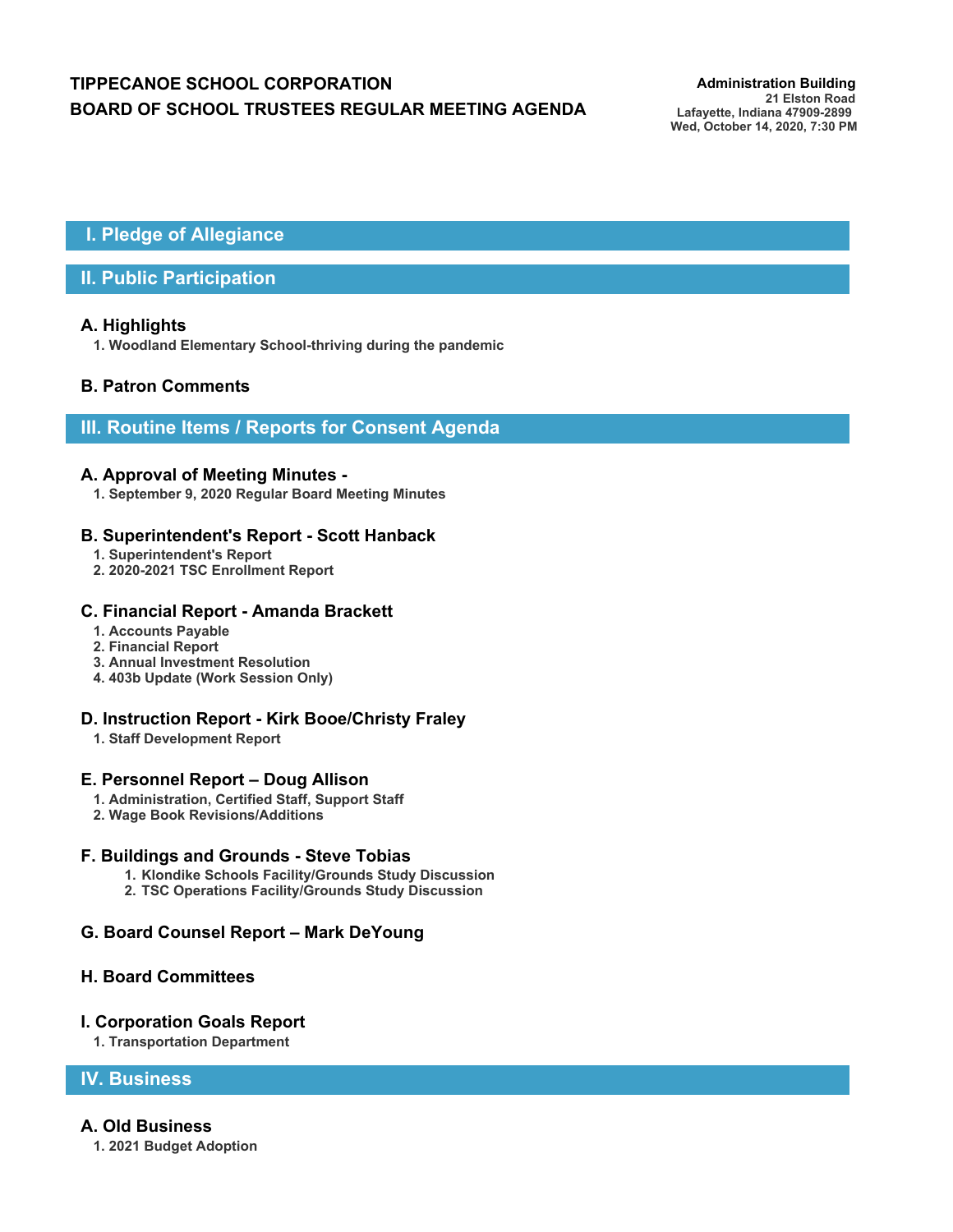# TIPPECANOE SCHOOL CORPORATION
# BOARD OF SCHOOL TRUSTEES REGULAR MEETING AGENDA

**Administration Building**
**21 Elston Road**
**Lafayette, Indiana 47909-2899**
**Wed, October 14, 2020, 7:30 PM**

## I. Pledge of Allegiance

## II. Public Participation

### A. Highlights

1. Woodland Elementary School-thriving during the pandemic

### B. Patron Comments

## III. Routine Items / Reports for Consent Agenda

### A. Approval of Meeting Minutes -

1. September 9, 2020 Regular Board Meeting Minutes

### B. Superintendent's Report - Scott Hanback

1. Superintendent's Report
2. 2020-2021 TSC Enrollment Report

### C. Financial Report - Amanda Brackett

1. Accounts Payable
2. Financial Report
3. Annual Investment Resolution
4. 403b Update (Work Session Only)

### D. Instruction Report - Kirk Booe/Christy Fraley

1. Staff Development Report

### E. Personnel Report – Doug Allison

1. Administration, Certified Staff, Support Staff
2. Wage Book Revisions/Additions

### F. Buildings and Grounds - Steve Tobias

1. Klondike Schools Facility/Grounds Study Discussion
2. TSC Operations Facility/Grounds Study Discussion

### G. Board Counsel Report – Mark DeYoung

### H. Board Committees

### I. Corporation Goals Report

1. Transportation Department

## IV. Business

### A. Old Business

1. 2021 Budget Adoption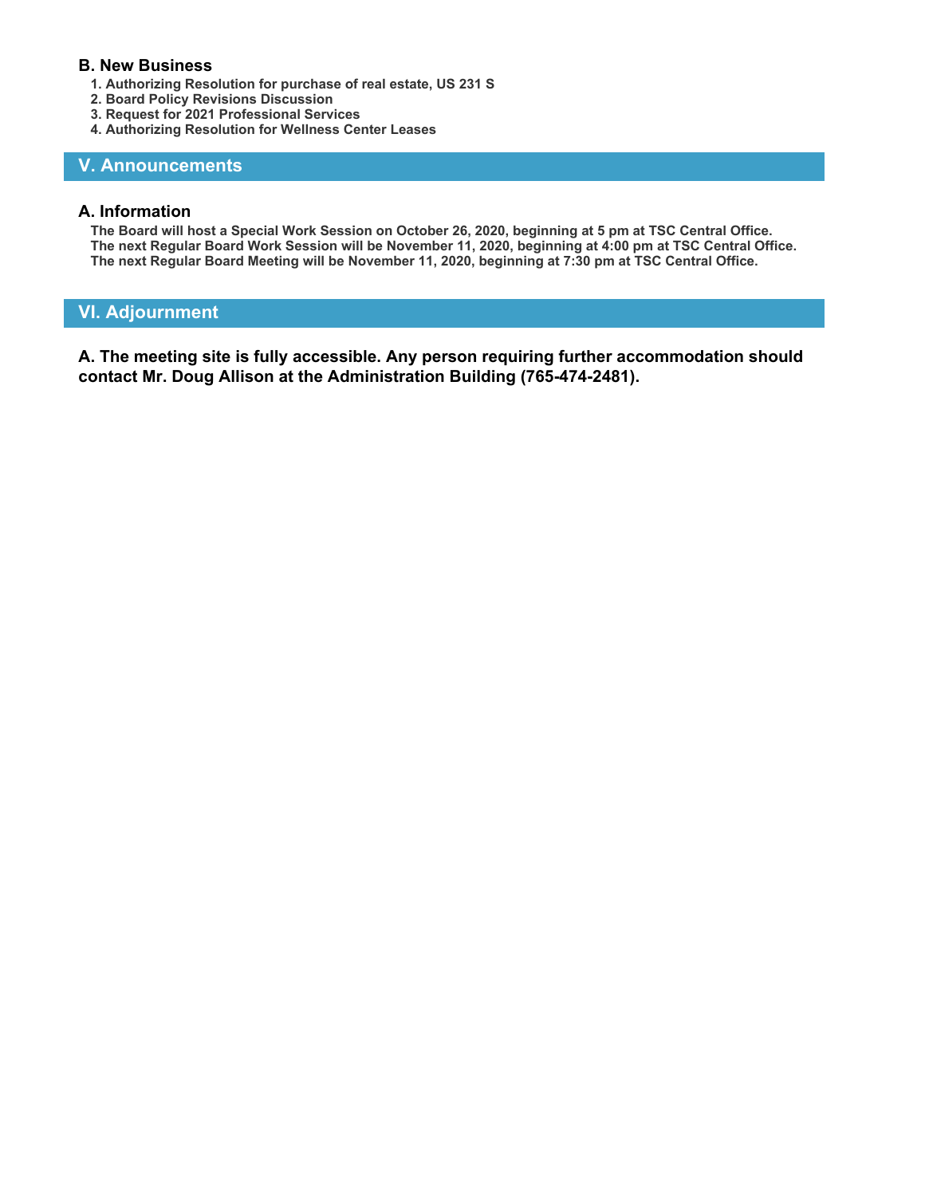### B. New Business

1. Authorizing Resolution for purchase of real estate, US 231 S
2. Board Policy Revisions Discussion
3. Request for 2021 Professional Services
4. Authorizing Resolution for Wellness Center Leases

## V. Announcements

### A. Information

The Board will host a Special Work Session on October 26, 2020, beginning at 5 pm at TSC Central Office.
The next Regular Board Work Session will be November 11, 2020, beginning at 4:00 pm at TSC Central Office.
The next Regular Board Meeting will be November 11, 2020, beginning at 7:30 pm at TSC Central Office.

## VI. Adjournment

**A. The meeting site is fully accessible. Any person requiring further accommodation should contact Mr. Doug Allison at the Administration Building (765-474-2481).**